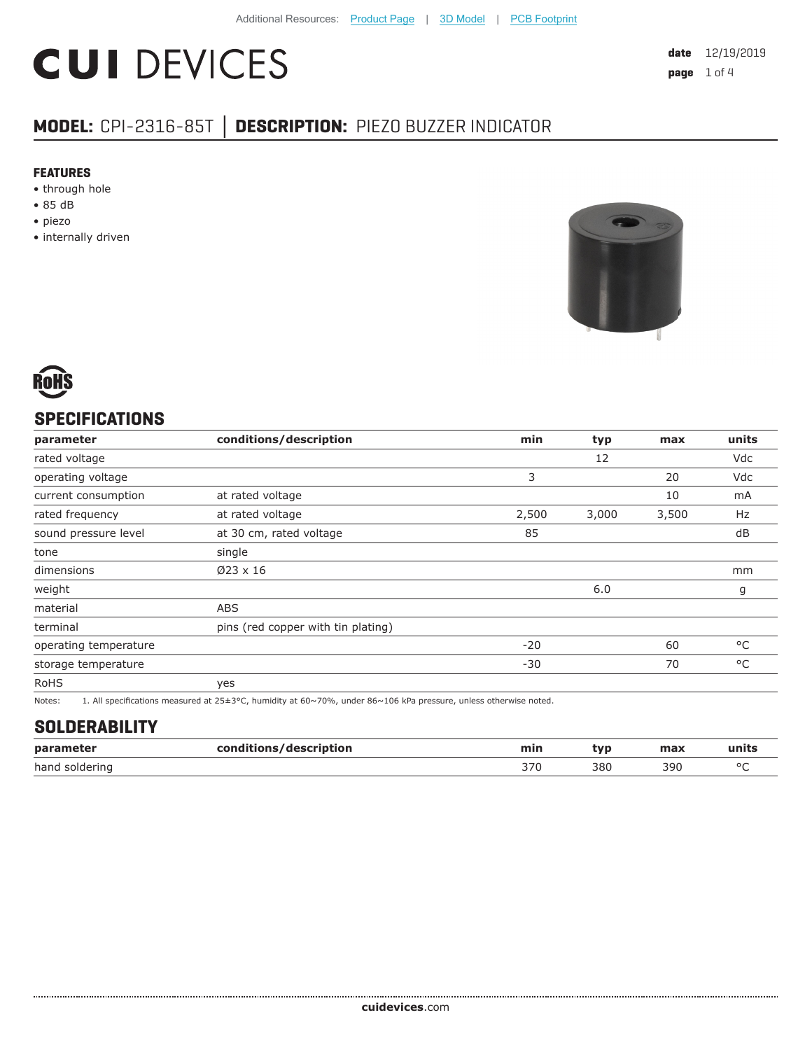Additional Resources: Product Page | 3D Model | PCB Footprint

# CUI DEVICES

date 12/19/2019

## MODEL: CPI-2316-85T | DESCRIPTION: PIEZO BUZZER INDICATOR

### FEATURES

- through hole
- 85 dB
- piezo
- internally driven

RoHS

## SPECIFICATIONS

| parameter | conditions/description | min | typ | max | units |
|---|---|---|---|---|---|
| rated voltage | | | 12 | | Vdc |
| operating voltage | | 3 | | 20 | Vdc |
| current consumption | at rated voltage | | | 10 | mA |
| rated frequency | at rated voltage | 2,500 | 3,000 | 3,500 | Hz |
| sound pressure level | at 30 cm, rated voltage | 85 | | | dB |
| tone | single | | | | |
| dimensions | Ø23 x 16 | | | | mm |
| weight | | | 6.0 | | g |
| material | ABS | | | | |
| terminal | pins (red copper with tin plating) | | | | |
| operating temperature | | -20 | | 60 | °C |
| storage temperature | | -30 | | 70 | °C |
| RoHS | yes | | | | |

Notes: 1. All specifications measured at 25±3°C, humidity at 60~70%, under 86~106 kPa pressure, unless otherwise noted.

## SOLDERABILITY

| parameter | conditions/description | min | typ | max | units |
|---|---|---|---|---|---|
| hand soldering | | 370 | 380 | 390 | °C |

cuidevices.com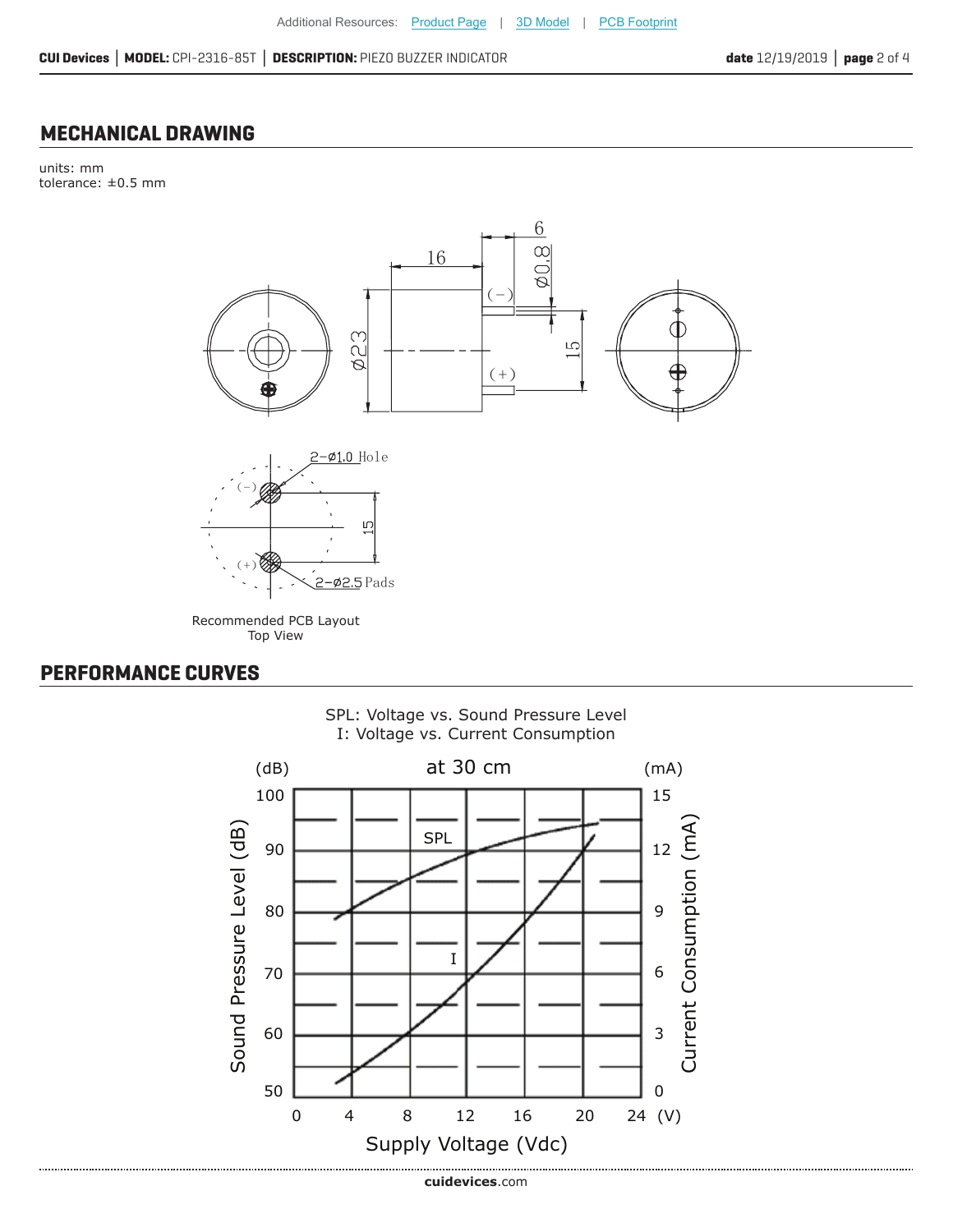Additional Resources: Product Page | 3D Model | PCB Footprint

## MECHANICAL DRAWING

units: mm
tolerance: ±0.5 mm

16
6
ø0.8
(−)
ø23
15
(+)

2-ø1.0 Hole
(−)
15
(+)
2-ø2.5 Pads

Recommended PCB Layout
Top View

## PERFORMANCE CURVES

SPL: Voltage vs. Sound Pressure Level
I: Voltage vs. Current Consumption

at 30 cm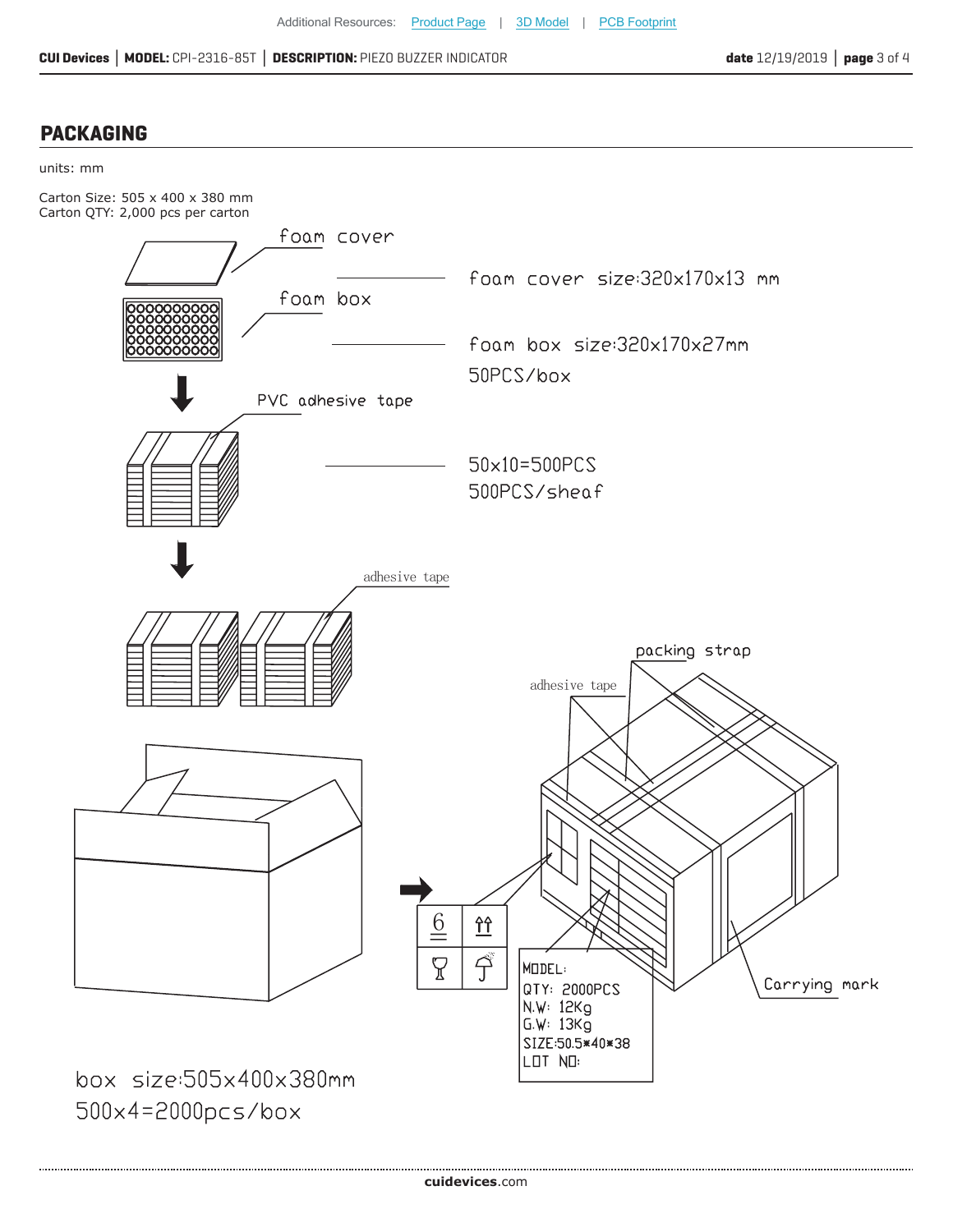## PACKAGING

units: mm

Carton Size: 505 x 400 x 380 mm
Carton QTY: 2,000 pcs per carton

foam cover

foam cover size:320x170x13 mm

foam box

foam box size:320x170x27mm
50PCS/box

PVC adhesive tape

50x10=500PCS
500PCS/sheaf

adhesive tape

packing strap

adhesive tape

MODEL:
QTY: 2000PCS
N.W: 12Kg
G.W: 13Kg
SIZE:50.5*40*38
LOT NO:

Carrying mark

box size:505x400x380mm
500x4=2000pcs/box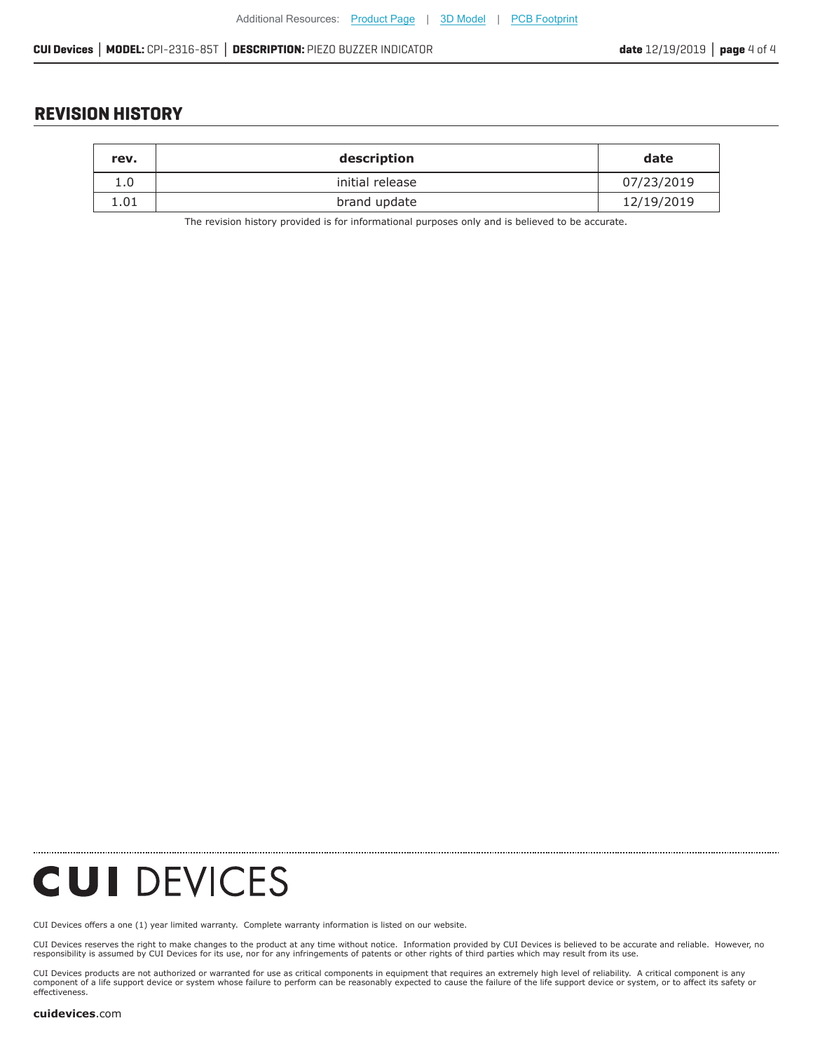## REVISION HISTORY

| rev. | description | date |
| --- | --- | --- |
| 1.0 | initial release | 07/23/2019 |
| 1.01 | brand update | 12/19/2019 |

The revision history provided is for informational purposes only and is believed to be accurate.

**CUI** DEVICES

CUI Devices offers a one (1) year limited warranty. Complete warranty information is listed on our website.

CUI Devices reserves the right to make changes to the product at any time without notice. Information provided by CUI Devices is believed to be accurate and reliable. However, no responsibility is assumed by CUI Devices for its use, nor for any infringements of patents or other rights of third parties which may result from its use.

CUI Devices products are not authorized or warranted for use as critical components in equipment that requires an extremely high level of reliability. A critical component is any component of a life support device or system whose failure to perform can be reasonably expected to cause the failure of the life support device or system, or to affect its safety or effectiveness.

**cuidevices**.com